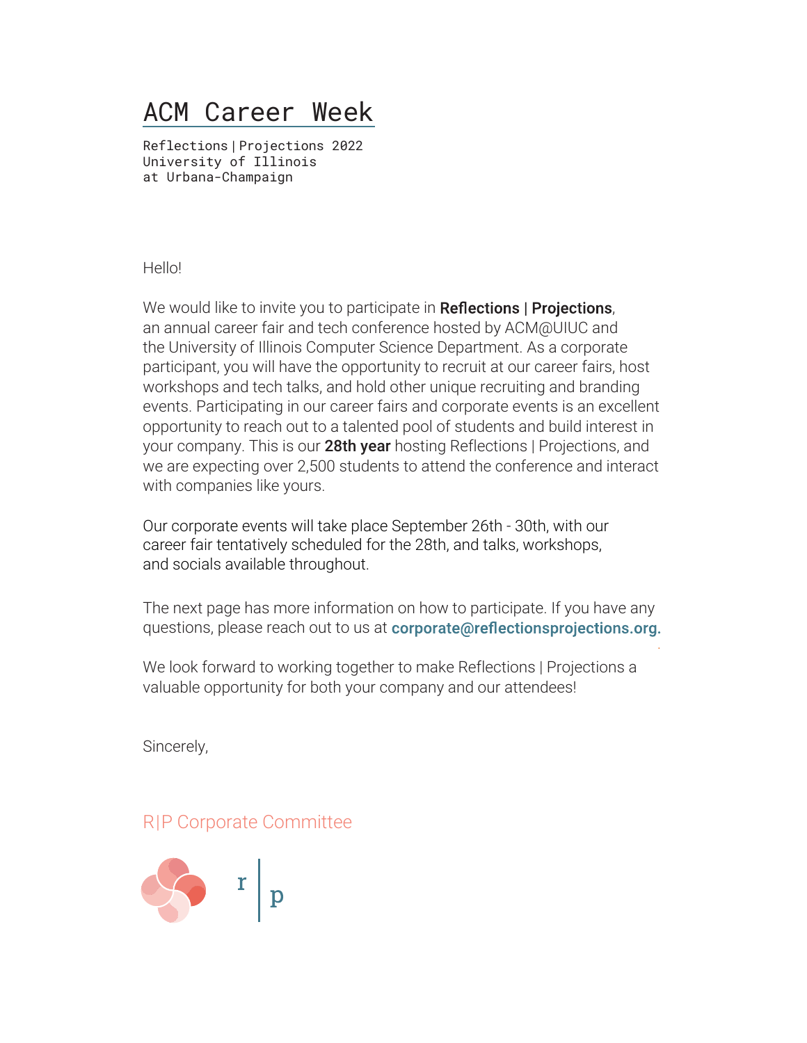# ACM Career Week

Reflections | Projections 2022
University of Illinois
at Urbana-Champaign

Hello!

We would like to invite you to participate in **Reflections | Projections**, an annual career fair and tech conference hosted by ACM@UIUC and the University of Illinois Computer Science Department. As a corporate participant, you will have the opportunity to recruit at our career fairs, host workshops and tech talks, and hold other unique recruiting and branding events. Participating in our career fairs and corporate events is an excellent opportunity to reach out to a talented pool of students and build interest in your company. This is our **28th year** hosting Reflections | Projections, and we are expecting over 2,500 students to attend the conference and interact with companies like yours.

Our corporate events will take place September 26th - 30th, with our career fair tentatively scheduled for the 28th, and talks, workshops, and socials available throughout.

The next page has more information on how to participate. If you have any questions, please reach out to us at **corporate@reflectionsprojections.org.**

We look forward to working together to make Reflections | Projections a valuable opportunity for both your company and our attendees!

Sincerely,

R|P Corporate Committee

r | p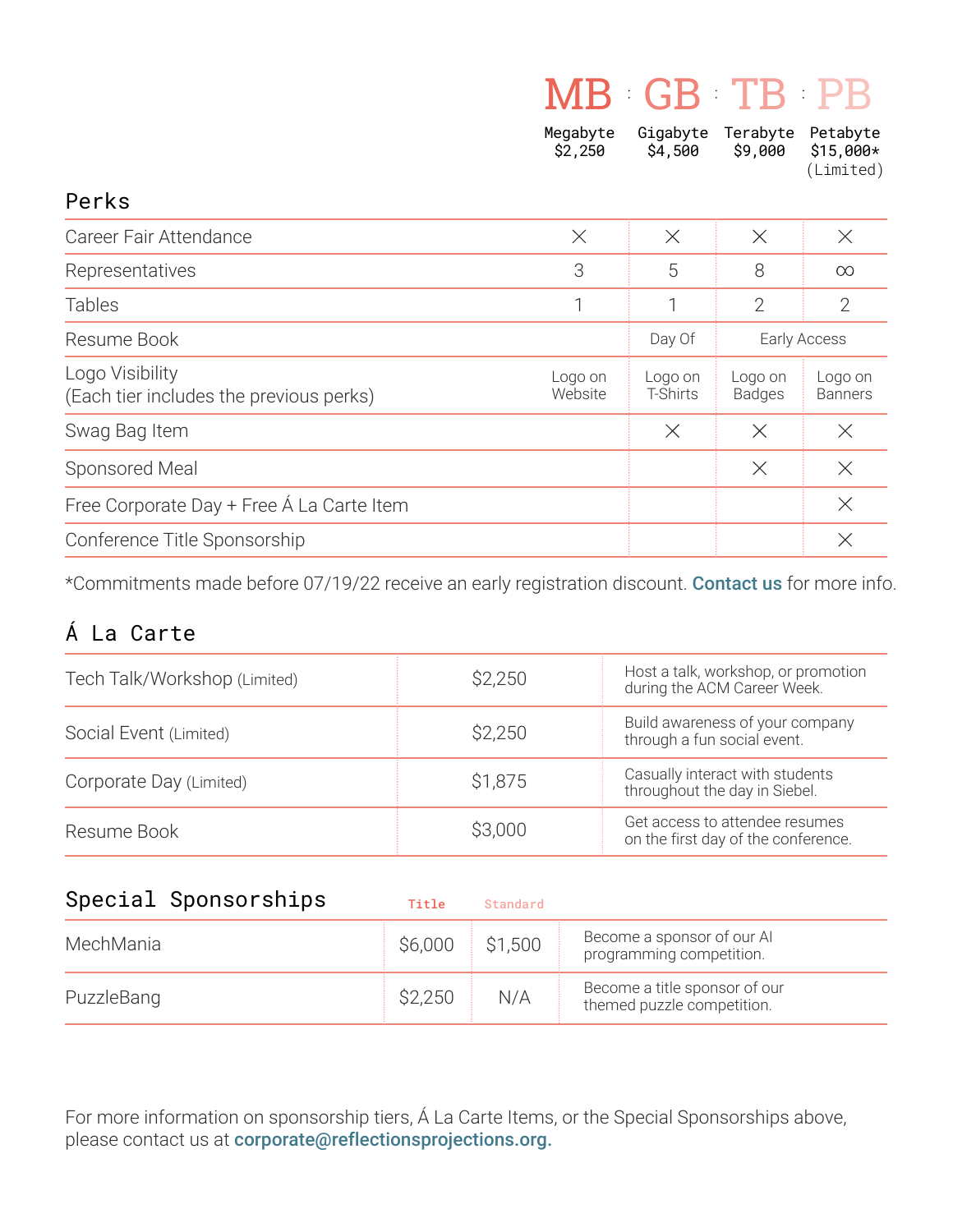| | MB : | GB : | TB : | PB |
|---|---|---|---|---|
| | Megabyte $2,250 | Gigabyte $4,500 | Terabyte $9,000 | Petabyte $15,000* (Limited) |
| **Perks** | | | | |
| Career Fair Attendance | × | × | × | × |
| Representatives | 3 | 5 | 8 | ∞ |
| Tables | 1 | 1 | 2 | 2 |
| Resume Book | | Day Of | Early Access | Early Access |
| Logo Visibility (Each tier includes the previous perks) | Logo on Website | Logo on T-Shirts | Logo on Badges | Logo on Banners |
| Swag Bag Item | | × | × | × |
| Sponsored Meal | | | × | × |
| Free Corporate Day + Free Á La Carte Item | | | | × |
| Conference Title Sponsorship | | | | × |

*Commitments made before 07/19/22 receive an early registration discount. **Contact us** for more info.

## Á La Carte

| | | |
|---|---|---|
| Tech Talk/Workshop (Limited) | $2,250 | Host a talk, workshop, or promotion during the ACM Career Week. |
| Social Event (Limited) | $2,250 | Build awareness of your company through a fun social event. |
| Corporate Day (Limited) | $1,875 | Casually interact with students throughout the day in Siebel. |
| Resume Book | $3,000 | Get access to attendee resumes on the first day of the conference. |

## Special Sponsorships

| | Title | Standard | |
|---|---|---|---|
| MechMania | $6,000 | $1,500 | Become a sponsor of our AI programming competition. |
| PuzzleBang | $2,250 | N/A | Become a title sponsor of our themed puzzle competition. |

For more information on sponsorship tiers, Á La Carte Items, or the Special Sponsorships above, please contact us at **corporate@reflectionsprojections.org.**